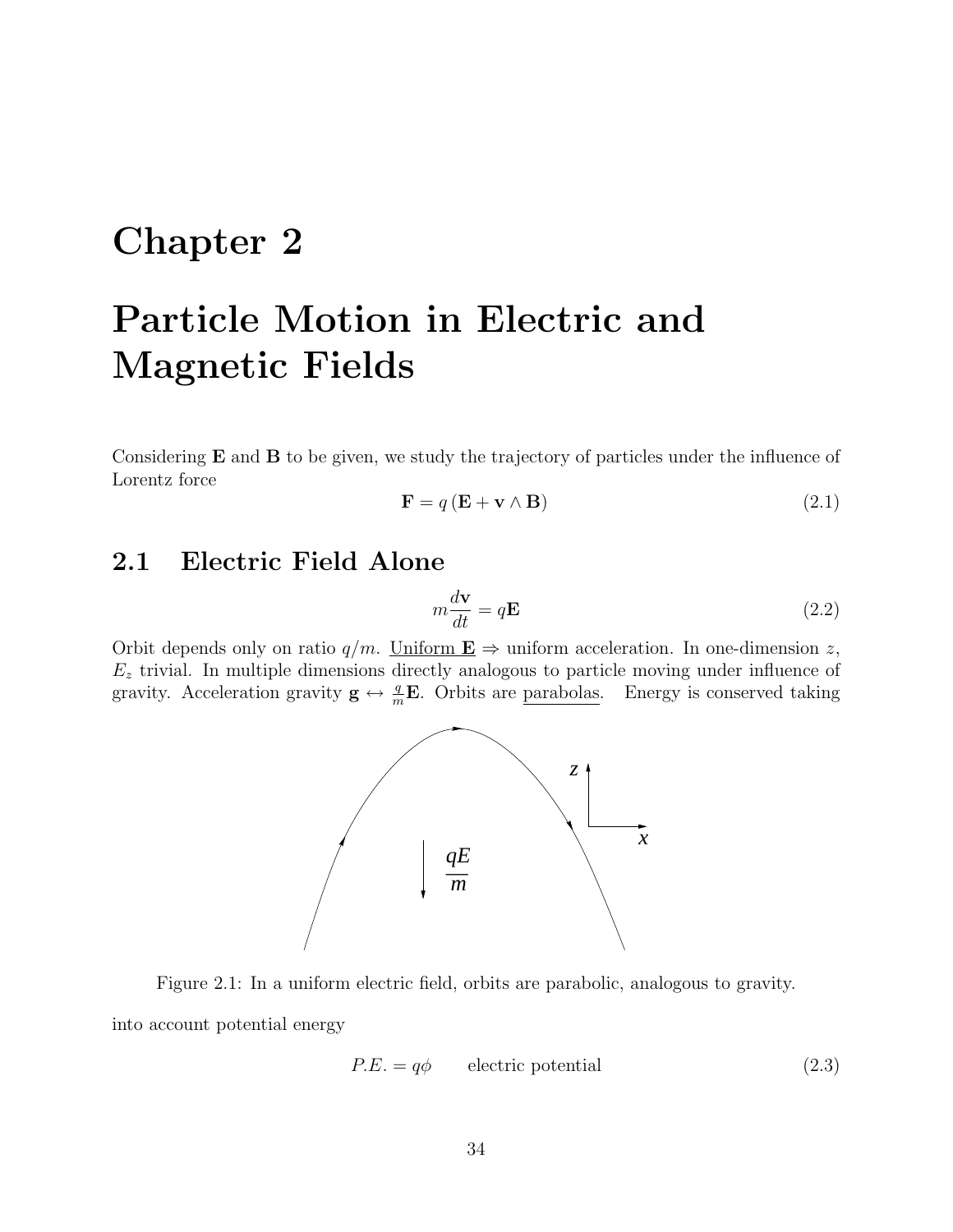// Chapter 2

# Particle Motion in Electric and Magnetic Fields

Considering **E** and **B** to be given, we study the trajectory of particles under the influence of Lorentz force

$$\mathbf{F} = q\left(\mathbf{E} + \mathbf{v} \wedge \mathbf{B}\right) \tag{2.1}$$

## 2.1 Electric Field Alone

$$m\frac{d\mathbf{v}}{dt} = q\mathbf{E} \tag{2.2}$$

Orbit depends only on ratio $q/m$. <u>Uniform **E**</u> $\Rightarrow$ uniform acceleration. In one-dimension $z$, $E_z$ trivial. In multiple dimensions directly analogous to particle moving under influence of gravity. Acceleration gravity $\mathbf{g} \leftrightarrow \frac{q}{m}\mathbf{E}$. Orbits are <u>parabolas</u>. Energy is conserved taking into account potential energy

Figure 2.1: In a uniform electric field, orbits are parabolic, analogous to gravity.

$$P.E. = q\phi \qquad \text{electric potential} \tag{2.3}$$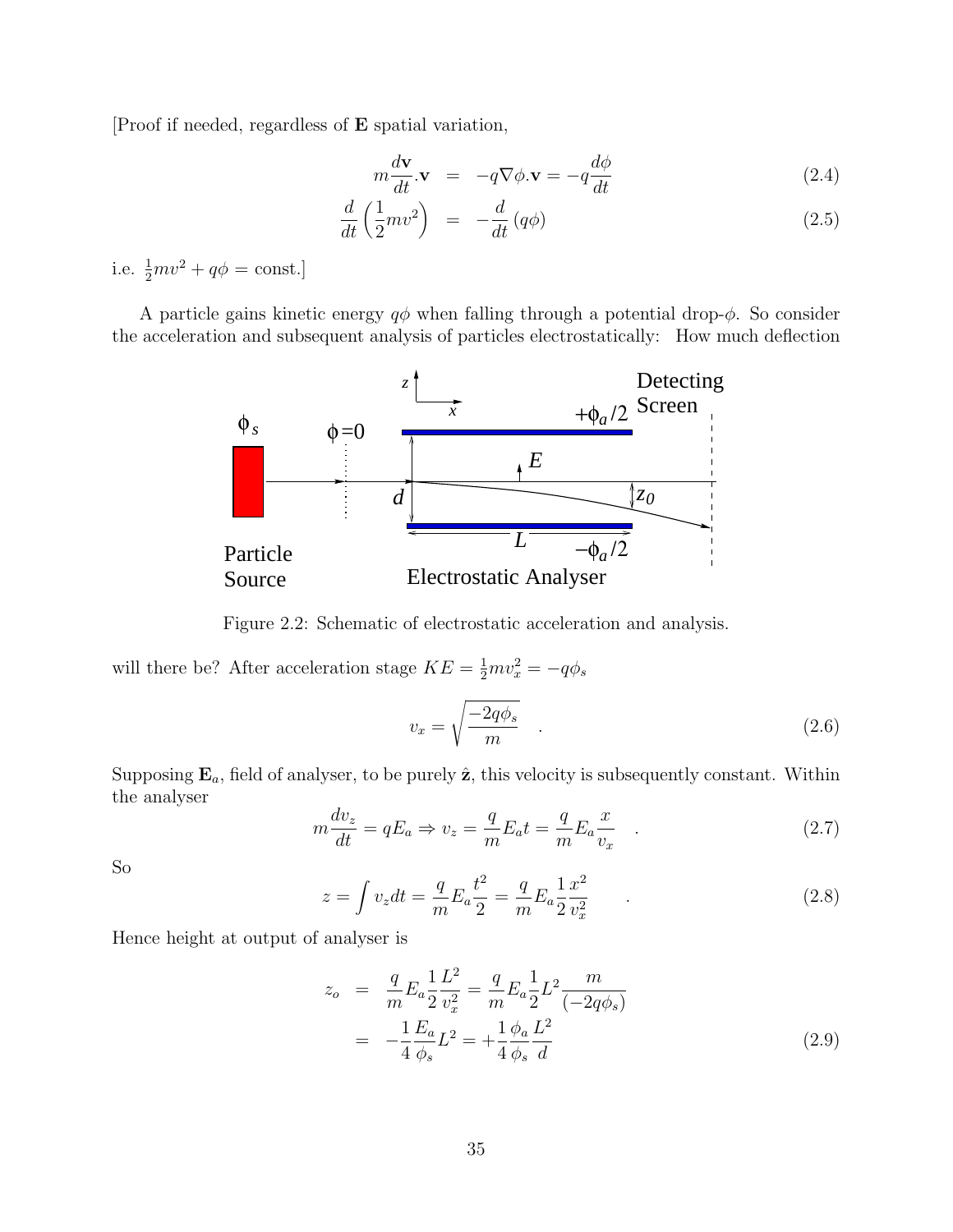[Proof if needed, regardless of $\mathbf{E}$ spatial variation,

$$m\frac{d\mathbf{v}}{dt}.\mathbf{v} = -q\nabla\phi.\mathbf{v} = -q\frac{d\phi}{dt} \tag{2.4}$$

$$\frac{d}{dt}\left(\frac{1}{2}mv^2\right) = -\frac{d}{dt}(q\phi) \tag{2.5}$$

i.e. $\frac{1}{2}mv^2 + q\phi = \text{const.}$]

A particle gains kinetic energy $q\phi$ when falling through a potential drop-$\phi$. So consider the acceleration and subsequent analysis of particles electrostatically: How much deflection will there be? After acceleration stage $KE = \frac{1}{2}mv_x^2 = -q\phi_s$

Figure 2.2: Schematic of electrostatic acceleration and analysis.

$$v_x = \sqrt{\frac{-2q\phi_s}{m}} \quad . \tag{2.6}$$

Supposing $\mathbf{E}_a$, field of analyser, to be purely $\hat{\mathbf{z}}$, this velocity is subsequently constant. Within the analyser

$$m\frac{dv_z}{dt} = qE_a \Rightarrow v_z = \frac{q}{m}E_a t = \frac{q}{m}E_a\frac{x}{v_x} \quad . \tag{2.7}$$

So

$$z = \int v_z dt = \frac{q}{m}E_a\frac{t^2}{2} = \frac{q}{m}E_a\frac{1}{2}\frac{x^2}{v_x^2} \quad . \tag{2.8}$$

Hence height at output of analyser is

$$\begin{aligned} z_o &= \frac{q}{m}E_a\frac{1}{2}\frac{L^2}{v_x^2} = \frac{q}{m}E_a\frac{1}{2}L^2\frac{m}{(-2q\phi_s)} \\ &= -\frac{1}{4}\frac{E_a}{\phi_s}L^2 = +\frac{1}{4}\frac{\phi_a}{\phi_s}\frac{L^2}{d} \end{aligned} \tag{2.9}$$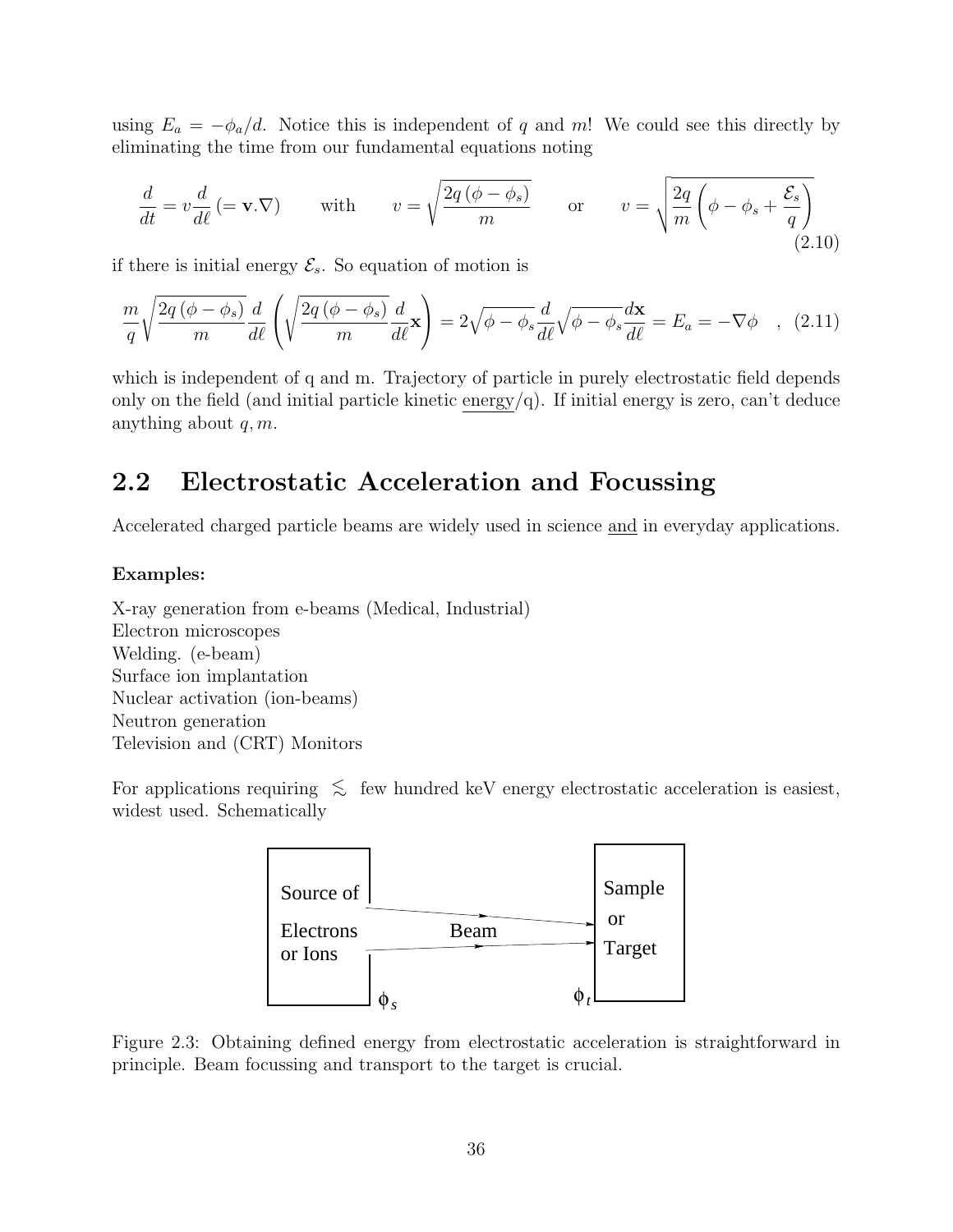using $E_a = -\phi_a/d$. Notice this is independent of $q$ and $m$! We could see this directly by eliminating the time from our fundamental equations noting

$$\frac{d}{dt} = v\frac{d}{d\ell}\,(= \mathbf{v}.\nabla) \qquad \text{with} \qquad v = \sqrt{\frac{2q\,(\phi - \phi_s)}{m}} \qquad \text{or} \qquad v = \sqrt{\frac{2q}{m}\left(\phi - \phi_s + \frac{\mathcal{E}_s}{q}\right)} \tag{2.10}$$

if there is initial energy $\mathcal{E}_s$. So equation of motion is

$$\frac{m}{q}\sqrt{\frac{2q\,(\phi-\phi_s)}{m}}\frac{d}{d\ell}\left(\sqrt{\frac{2q\,(\phi-\phi_s)}{m}}\frac{d}{d\ell}\mathbf{x}\right) = 2\sqrt{\phi-\phi_s}\frac{d}{d\ell}\sqrt{\phi-\phi_s}\frac{d\mathbf{x}}{d\ell} = E_a = -\nabla\phi \quad , \tag{2.11}$$

which is independent of q and m. Trajectory of particle in purely electrostatic field depends only on the field (and initial particle kinetic energy/q). If initial energy is zero, can't deduce anything about $q, m$.

## 2.2 Electrostatic Acceleration and Focussing

Accelerated charged particle beams are widely used in science and in everyday applications.

**Examples:**

X-ray generation from e-beams (Medical, Industrial)
Electron microscopes
Welding. (e-beam)
Surface ion implantation
Nuclear activation (ion-beams)
Neutron generation
Television and (CRT) Monitors

For applications requiring $\lesssim$ few hundred keV energy electrostatic acceleration is easiest, widest used. Schematically

Figure 2.3: Obtaining defined energy from electrostatic acceleration is straightforward in principle. Beam focussing and transport to the target is crucial.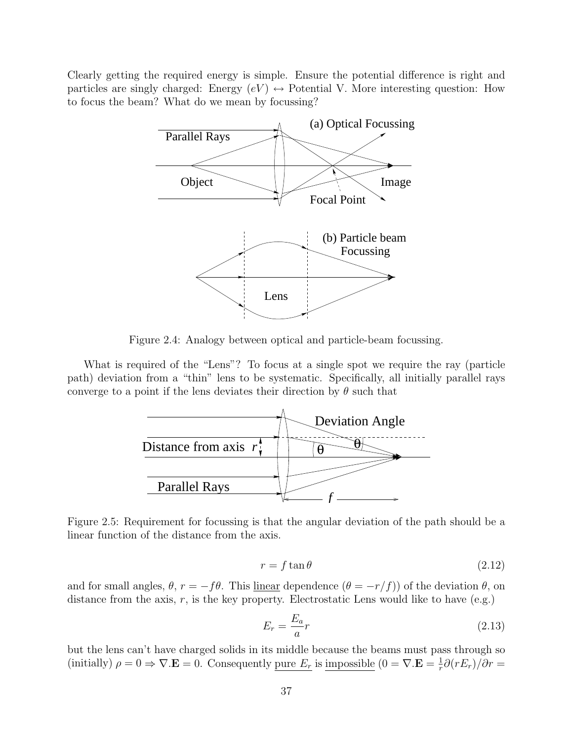Clearly getting the required energy is simple. Ensure the potential difference is right and particles are singly charged: Energy ($eV$) $\leftrightarrow$ Potential V. More interesting question: How to focus the beam? What do we mean by focussing?

Figure 2.4: Analogy between optical and particle-beam focussing.

What is required of the "Lens"? To focus at a single spot we require the ray (particle path) deviation from a "thin" lens to be systematic. Specifically, all initially parallel rays converge to a point if the lens deviates their direction by $\theta$ such that

Figure 2.5: Requirement for focussing is that the angular deviation of the path should be a linear function of the distance from the axis.

$$r = f \tan\theta \tag{2.12}$$

and for small angles, $\theta$, $r = -f\theta$. This linear dependence ($\theta = -r/f$)) of the deviation $\theta$, on distance from the axis, $r$, is the key property. Electrostatic Lens would like to have (e.g.)

$$E_r = \frac{E_a}{a} r \tag{2.13}$$

but the lens can't have charged solids in its middle because the beams must pass through so (initially) $\rho = 0 \Rightarrow \nabla.\mathbf{E} = 0$. Consequently pure $E_r$ is impossible ($0 = \nabla.\mathbf{E} = \frac{1}{r}\partial(rE_r)/\partial r =$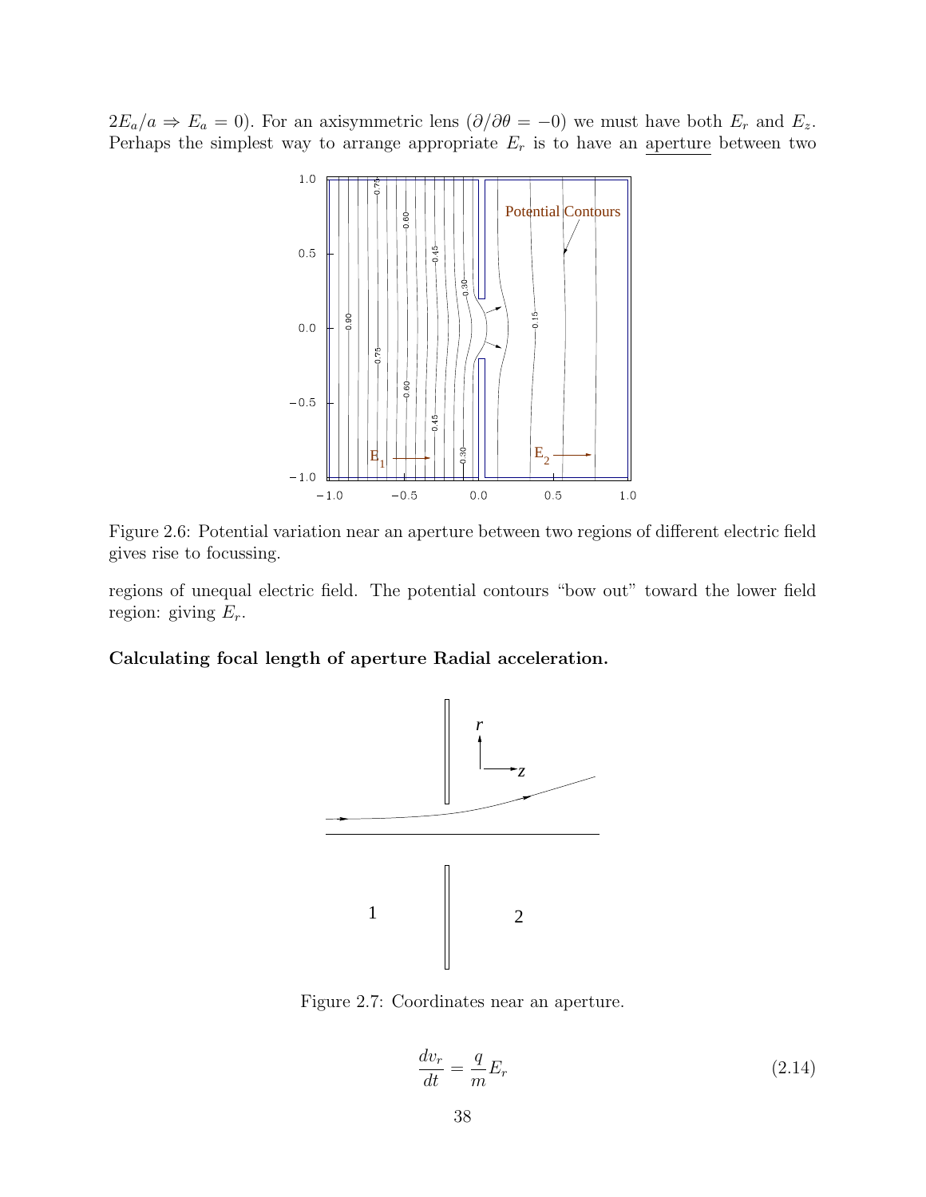$2E_a/a \Rightarrow E_a = 0$). For an axisymmetric lens ($\partial/\partial\theta = -0$) we must have both $E_r$ and $E_z$. Perhaps the simplest way to arrange appropriate $E_r$ is to have an aperture between two

Figure 2.6: Potential variation near an aperture between two regions of different electric field gives rise to focussing.

regions of unequal electric field. The potential contours "bow out" toward the lower field region: giving $E_r$.

**Calculating focal length of aperture Radial acceleration.**

Figure 2.7: Coordinates near an aperture.

$$\frac{dv_r}{dt} = \frac{q}{m}E_r \tag{2.14}$$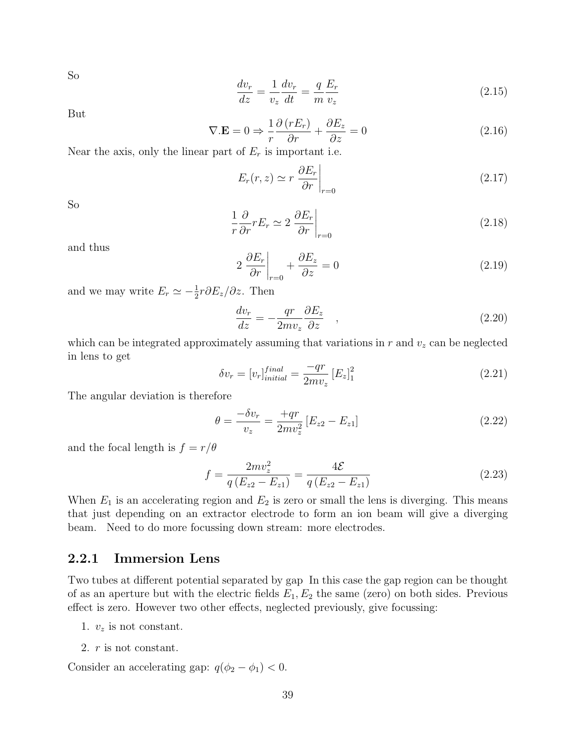So

$$\frac{dv_r}{dz} = \frac{1}{v_z}\frac{dv_r}{dt} = \frac{q}{m}\frac{E_r}{v_z} \tag{2.15}$$

But

$$\nabla.\mathbf{E} = 0 \Rightarrow \frac{1}{r}\frac{\partial\left(rE_r\right)}{\partial r} + \frac{\partial E_z}{\partial z} = 0 \tag{2.16}$$

Near the axis, only the linear part of $E_r$ is important i.e.

$$E_r(r,z) \simeq r\left.\frac{\partial E_r}{\partial r}\right|_{r=0} \tag{2.17}$$

So

$$\frac{1}{r}\frac{\partial}{\partial r}rE_r \simeq 2\left.\frac{\partial E_r}{\partial r}\right|_{r=0} \tag{2.18}$$

and thus

$$2\left.\frac{\partial E_r}{\partial r}\right|_{r=0} + \frac{\partial E_z}{\partial z} = 0 \tag{2.19}$$

and we may write $E_r \simeq -\frac{1}{2}r\partial E_z/\partial z$. Then

$$\frac{dv_r}{dz} = -\frac{qr}{2mv_z}\frac{\partial E_z}{\partial z} \quad , \tag{2.20}$$

which can be integrated approximately assuming that variations in $r$ and $v_z$ can be neglected in lens to get

$$\delta v_r = [v_r]_{initial}^{final} = \frac{-qr}{2mv_z}\left[E_z\right]_1^2 \tag{2.21}$$

The angular deviation is therefore

$$\theta = \frac{-\delta v_r}{v_z} = \frac{+qr}{2mv_z^2}\left[E_{z2} - E_{z1}\right] \tag{2.22}$$

and the focal length is $f = r/\theta$

$$f = \frac{2mv_z^2}{q\left(E_{z2} - E_{z1}\right)} = \frac{4\mathcal{E}}{q\left(E_{z2} - E_{z1}\right)} \tag{2.23}$$

When $E_1$ is an accelerating region and $E_2$ is zero or small the lens is diverging. This means that just depending on an extractor electrode to form an ion beam will give a diverging beam. Need to do more focussing down stream: more electrodes.

### 2.2.1 Immersion Lens

Two tubes at different potential separated by gap In this case the gap region can be thought of as an aperture but with the electric fields $E_1, E_2$ the same (zero) on both sides. Previous effect is zero. However two other effects, neglected previously, give focussing:

1. $v_z$ is not constant.
2. $r$ is not constant.

Consider an accelerating gap: $q(\phi_2 - \phi_1) < 0$.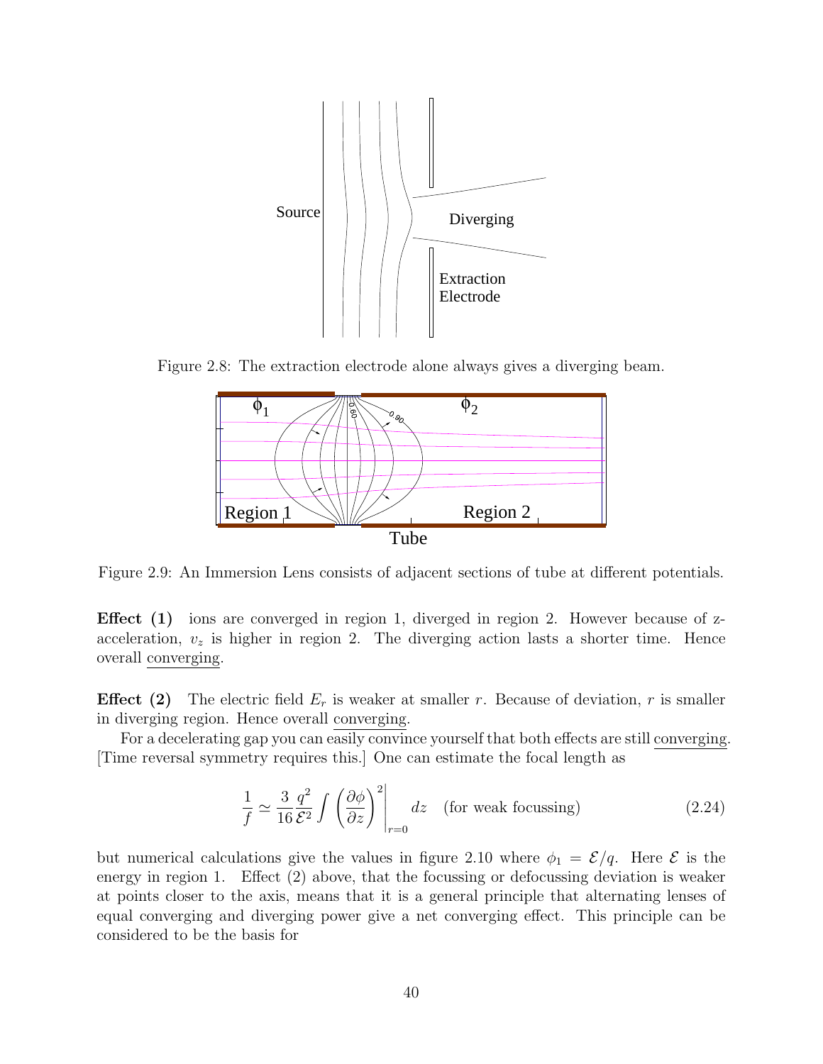Figure 2.8: The extraction electrode alone always gives a diverging beam.

Figure 2.9: An Immersion Lens consists of adjacent sections of tube at different potentials.

**Effect (1)** ions are converged in region 1, diverged in region 2. However because of z-acceleration, $v_z$ is higher in region 2. The diverging action lasts a shorter time. Hence overall converging.

**Effect (2)** The electric field $E_r$ is weaker at smaller $r$. Because of deviation, $r$ is smaller in diverging region. Hence overall converging.

For a decelerating gap you can easily convince yourself that both effects are still converging. [Time reversal symmetry requires this.] One can estimate the focal length as

$$\frac{1}{f} \simeq \frac{3}{16}\frac{q^2}{\mathcal{E}^2}\int \left(\frac{\partial\phi}{\partial z}\right)^2\Bigg|_{r=0} dz \quad \text{(for weak focussing)} \tag{2.24}$$

but numerical calculations give the values in figure 2.10 where $\phi_1 = \mathcal{E}/q$. Here $\mathcal{E}$ is the energy in region 1. Effect (2) above, that the focussing or defocussing deviation is weaker at points closer to the axis, means that it is a general principle that alternating lenses of equal converging and diverging power give a net converging effect. This principle can be considered to be the basis for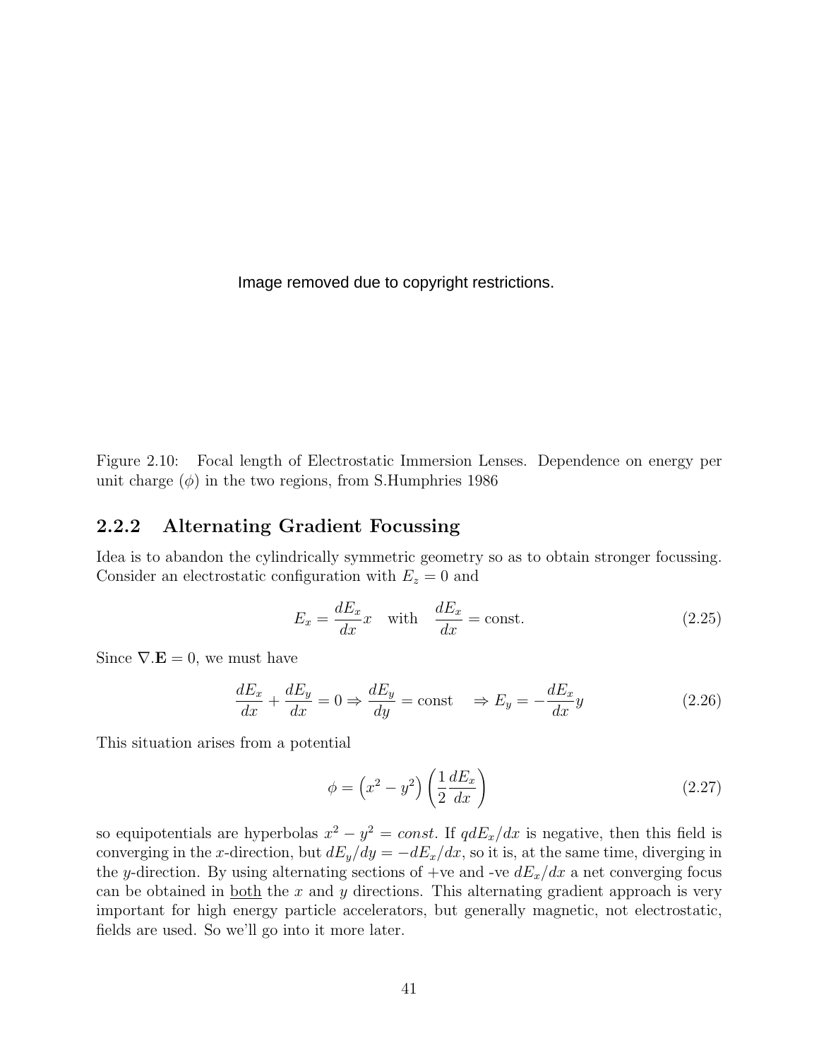Image removed due to copyright restrictions.

Figure 2.10: Focal length of Electrostatic Immersion Lenses. Dependence on energy per unit charge ($\phi$) in the two regions, from S.Humphries 1986

### 2.2.2 Alternating Gradient Focussing

Idea is to abandon the cylindrically symmetric geometry so as to obtain stronger focussing. Consider an electrostatic configuration with $E_z = 0$ and

$$E_x = \frac{dE_x}{dx} x \quad \text{with} \quad \frac{dE_x}{dx} = \text{const.} \tag{2.25}$$

Since $\nabla.\mathbf{E} = 0$, we must have

$$\frac{dE_x}{dx} + \frac{dE_y}{dx} = 0 \Rightarrow \frac{dE_y}{dy} = \text{const} \quad \Rightarrow E_y = -\frac{dE_x}{dx} y \tag{2.26}$$

This situation arises from a potential

$$\phi = \left(x^2 - y^2\right)\left(\frac{1}{2}\frac{dE_x}{dx}\right) \tag{2.27}$$

so equipotentials are hyperbolas $x^2 - y^2 = const$. If $q dE_x/dx$ is negative, then this field is converging in the $x$-direction, but $dE_y/dy = -dE_x/dx$, so it is, at the same time, diverging in the $y$-direction. By using alternating sections of +ve and -ve $dE_x/dx$ a net converging focus can be obtained in <u>both</u> the $x$ and $y$ directions. This alternating gradient approach is very important for high energy particle accelerators, but generally magnetic, not electrostatic, fields are used. So we'll go into it more later.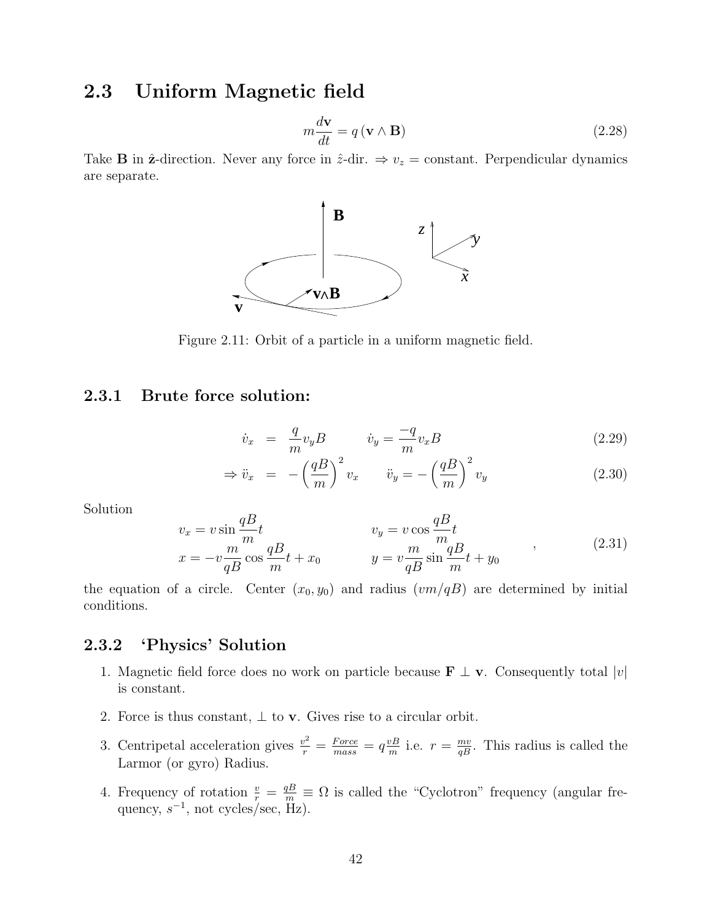## 2.3 Uniform Magnetic field

$$m\frac{d\mathbf{v}}{dt} = q(\mathbf{v} \wedge \mathbf{B}) \tag{2.28}$$

Take $\mathbf{B}$ in $\hat{\mathbf{z}}$-direction. Never any force in $\hat{z}$-dir. $\Rightarrow v_z =$ constant. Perpendicular dynamics are separate.

Figure 2.11: Orbit of a particle in a uniform magnetic field.

### 2.3.1 Brute force solution:

$$\dot{v}_x = \frac{q}{m}v_y B \qquad \dot{v}_y = \frac{-q}{m}v_x B \tag{2.29}$$

$$\Rightarrow \ddot{v}_x = -\left(\frac{qB}{m}\right)^2 v_x \qquad \ddot{v}_y = -\left(\frac{qB}{m}\right)^2 v_y \tag{2.30}$$

Solution

$$\begin{array}{ll} v_x = v\sin\frac{qB}{m}t & v_y = v\cos\frac{qB}{m}t \\ x = -v\frac{m}{qB}\cos\frac{qB}{m}t + x_0 & y = v\frac{m}{qB}\sin\frac{qB}{m}t + y_0 \end{array}, \tag{2.31}$$

the equation of a circle. Center $(x_0, y_0)$ and radius $(vm/qB)$ are determined by initial conditions.

### 2.3.2 'Physics' Solution

1. Magnetic field force does no work on particle because $\mathbf{F} \perp \mathbf{v}$. Consequently total $|v|$ is constant.
2. Force is thus constant, $\perp$ to $\mathbf{v}$. Gives rise to a circular orbit.
3. Centripetal acceleration gives $\frac{v^2}{r} = \frac{Force}{mass} = q\frac{vB}{m}$ i.e. $r = \frac{mv}{qB}$. This radius is called the Larmor (or gyro) Radius.
4. Frequency of rotation $\frac{v}{r} = \frac{qB}{m} \equiv \Omega$ is called the "Cyclotron" frequency (angular frequency, $s^{-1}$, not cycles/sec, Hz).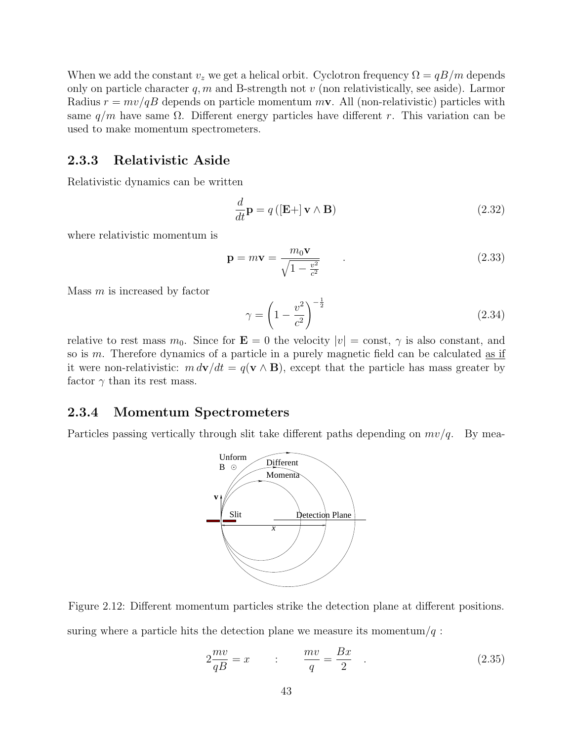When we add the constant $v_z$ we get a helical orbit. Cyclotron frequency $\Omega = qB/m$ depends only on particle character $q, m$ and B-strength not $v$ (non relativistically, see aside). Larmor Radius $r = mv/qB$ depends on particle momentum $m\mathbf{v}$. All (non-relativistic) particles with same $q/m$ have same $\Omega$. Different energy particles have different $r$. This variation can be used to make momentum spectrometers.

### 2.3.3 Relativistic Aside

Relativistic dynamics can be written

$$\frac{d}{dt}\mathbf{p} = q\left([\mathbf{E}+]\,\mathbf{v} \wedge \mathbf{B}\right) \tag{2.32}$$

where relativistic momentum is

$$\mathbf{p} = m\mathbf{v} = \frac{m_0 \mathbf{v}}{\sqrt{1 - \frac{v^2}{c^2}}} \quad . \tag{2.33}$$

Mass $m$ is increased by factor

$$\gamma = \left(1 - \frac{v^2}{c^2}\right)^{-\frac{1}{2}} \tag{2.34}$$

relative to rest mass $m_0$. Since for $\mathbf{E} = 0$ the velocity $|v| = \text{const}$, $\gamma$ is also constant, and so is $m$. Therefore dynamics of a particle in a purely magnetic field can be calculated as if it were non-relativistic: $m\, d\mathbf{v}/dt = q(\mathbf{v} \wedge \mathbf{B})$, except that the particle has mass greater by factor $\gamma$ than its rest mass.

### 2.3.4 Momentum Spectrometers

Particles passing vertically through slit take different paths depending on $mv/q$. By measuring where a particle hits the detection plane we measure its momentum/$q$ :

Figure 2.12: Different momentum particles strike the detection plane at different positions.

$$2\frac{mv}{qB} = x \qquad : \qquad \frac{mv}{q} = \frac{Bx}{2} \quad . \tag{2.35}$$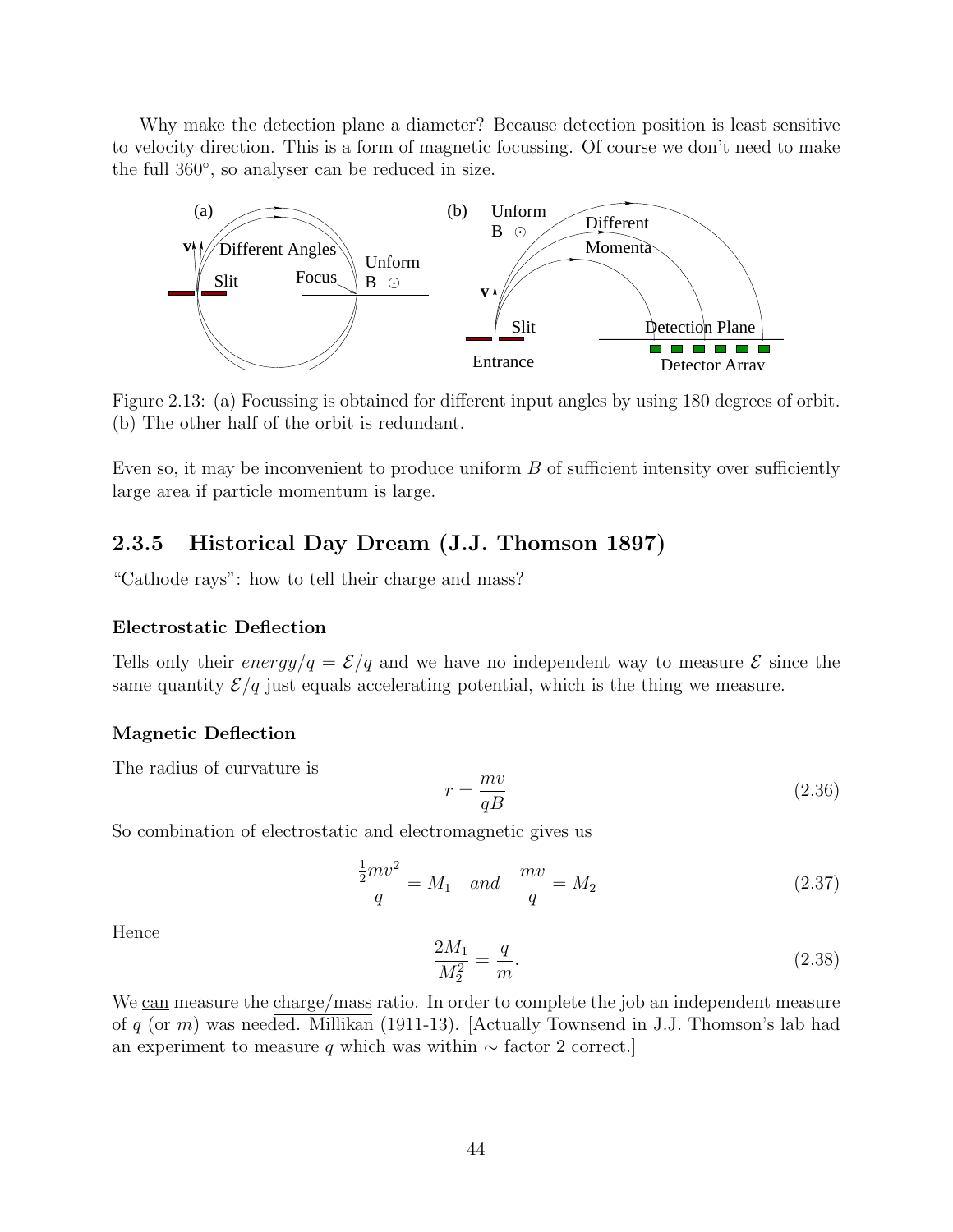Why make the detection plane a diameter? Because detection position is least sensitive to velocity direction. This is a form of magnetic focussing. Of course we don't need to make the full 360°, so analyser can be reduced in size.

Figure 2.13: (a) Focussing is obtained for different input angles by using 180 degrees of orbit. (b) The other half of the orbit is redundant.

Even so, it may be inconvenient to produce uniform $B$ of sufficient intensity over sufficiently large area if particle momentum is large.

### 2.3.5 Historical Day Dream (J.J. Thomson 1897)

"Cathode rays": how to tell their charge and mass?

#### Electrostatic Deflection

Tells only their $energy/q = \mathcal{E}/q$ and we have no independent way to measure $\mathcal{E}$ since the same quantity $\mathcal{E}/q$ just equals accelerating potential, which is the thing we measure.

#### Magnetic Deflection

The radius of curvature is

$$r = \frac{mv}{qB} \tag{2.36}$$

So combination of electrostatic and electromagnetic gives us

$$\frac{\frac{1}{2}mv^2}{q} = M_1 \quad and \quad \frac{mv}{q} = M_2 \tag{2.37}$$

Hence

$$\frac{2M_1}{M_2^2} = \frac{q}{m}. \tag{2.38}$$

We can measure the charge/mass ratio. In order to complete the job an independent measure of $q$ (or $m$) was needed. Millikan (1911-13). [Actually Townsend in J.J. Thomson's lab had an experiment to measure $q$ which was within $\sim$ factor 2 correct.]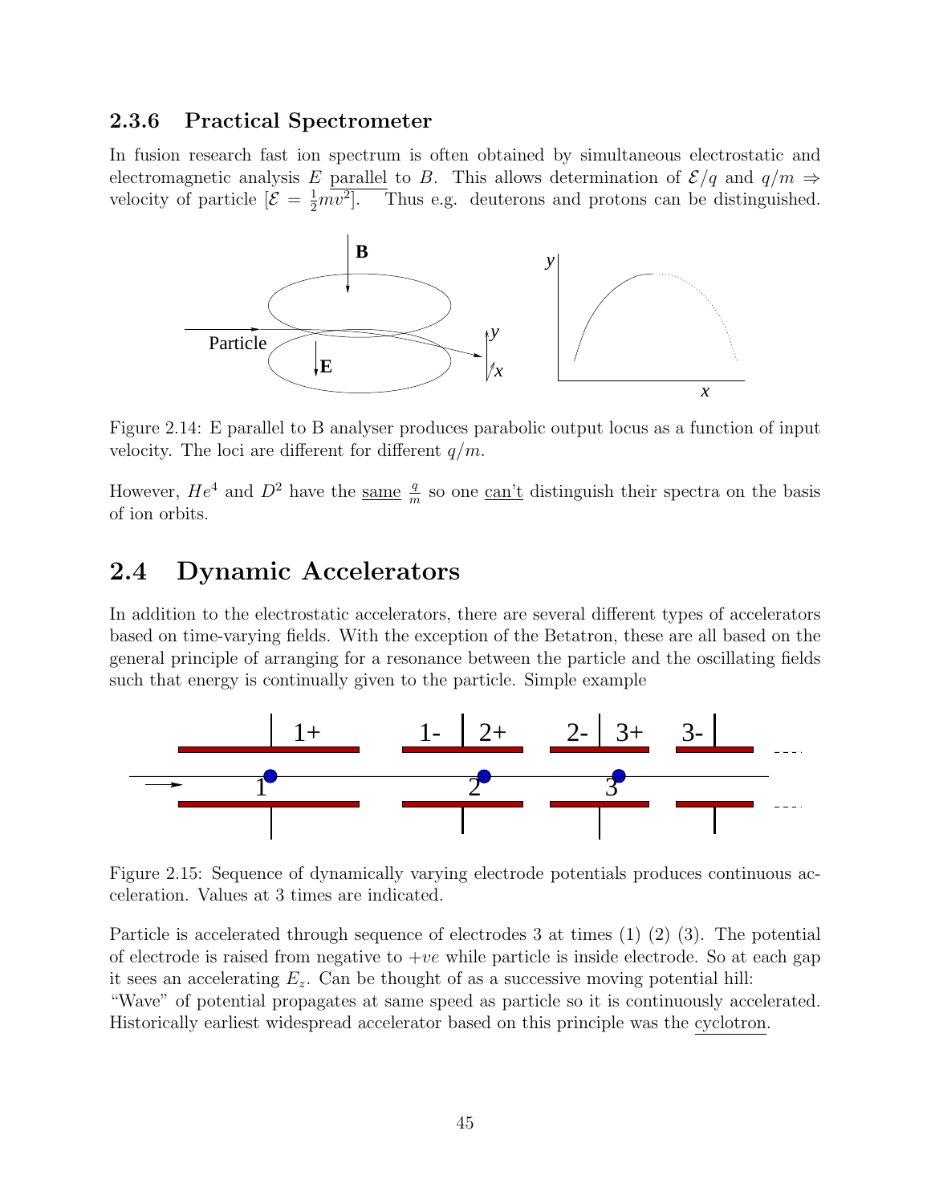### 2.3.6 Practical Spectrometer

In fusion research fast ion spectrum is often obtained by simultaneous electrostatic and electromagnetic analysis $E$ parallel to $B$. This allows determination of $\mathcal{E}/q$ and $q/m \Rightarrow$ velocity of particle [$\mathcal{E} = \frac{1}{2}mv^2$]. Thus e.g. deuterons and protons can be distinguished.

Figure 2.14: E parallel to B analyser produces parabolic output locus as a function of input velocity. The loci are different for different $q/m$.

However, $He^4$ and $D^2$ have the same $\frac{q}{m}$ so one can't distinguish their spectra on the basis of ion orbits.

## 2.4 Dynamic Accelerators

In addition to the electrostatic accelerators, there are several different types of accelerators based on time-varying fields. With the exception of the Betatron, these are all based on the general principle of arranging for a resonance between the particle and the oscillating fields such that energy is continually given to the particle. Simple example

Figure 2.15: Sequence of dynamically varying electrode potentials produces continuous acceleration. Values at 3 times are indicated.

Particle is accelerated through sequence of electrodes 3 at times (1) (2) (3). The potential of electrode is raised from negative to $+ve$ while particle is inside electrode. So at each gap it sees an accelerating $E_z$. Can be thought of as a successive moving potential hill: "Wave" of potential propagates at same speed as particle so it is continuously accelerated. Historically earliest widespread accelerator based on this principle was the cyclotron.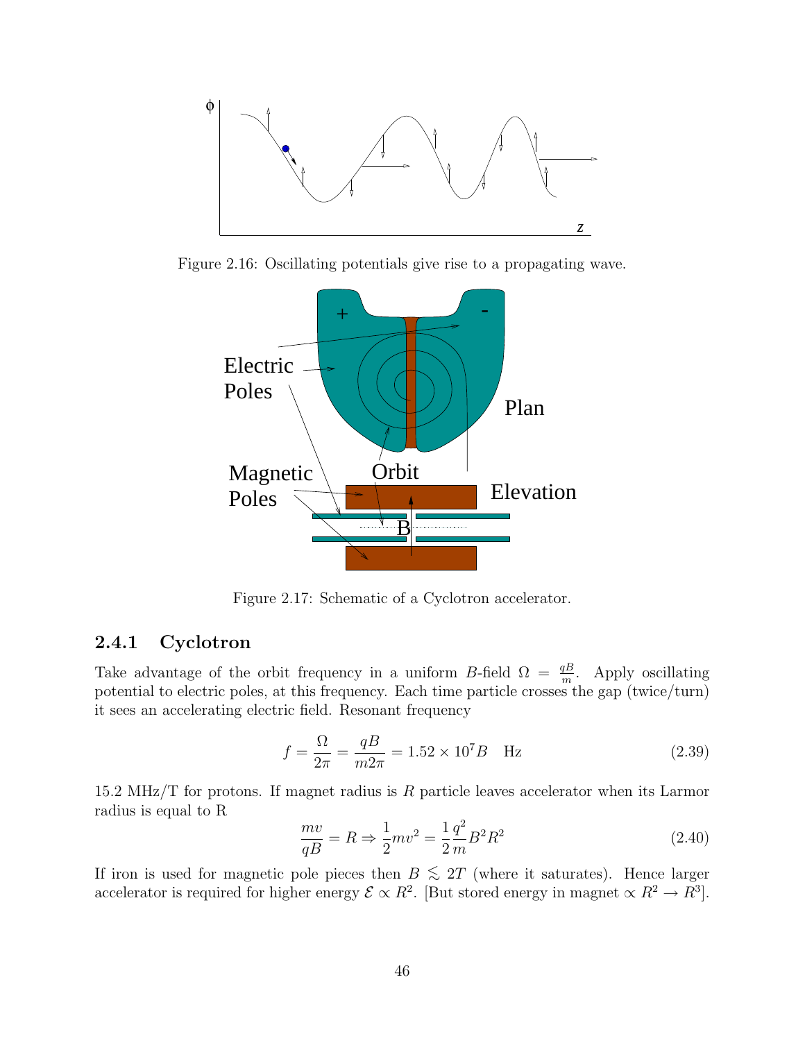Figure 2.16: Oscillating potentials give rise to a propagating wave.

Figure 2.17: Schematic of a Cyclotron accelerator.

### 2.4.1 Cyclotron

Take advantage of the orbit frequency in a uniform $B$-field $\Omega = \frac{qB}{m}$. Apply oscillating potential to electric poles, at this frequency. Each time particle crosses the gap (twice/turn) it sees an accelerating electric field. Resonant frequency

$$f = \frac{\Omega}{2\pi} = \frac{qB}{m2\pi} = 1.52 \times 10^7 B \quad \text{Hz} \tag{2.39}$$

15.2 MHz/T for protons. If magnet radius is $R$ particle leaves accelerator when its Larmor radius is equal to R

$$\frac{mv}{qB} = R \Rightarrow \frac{1}{2}mv^2 = \frac{1}{2}\frac{q^2}{m}B^2R^2 \tag{2.40}$$

If iron is used for magnetic pole pieces then $B \lesssim 2T$ (where it saturates). Hence larger accelerator is required for higher energy $\mathcal{E} \propto R^2$. [But stored energy in magnet $\propto R^2 \to R^3$].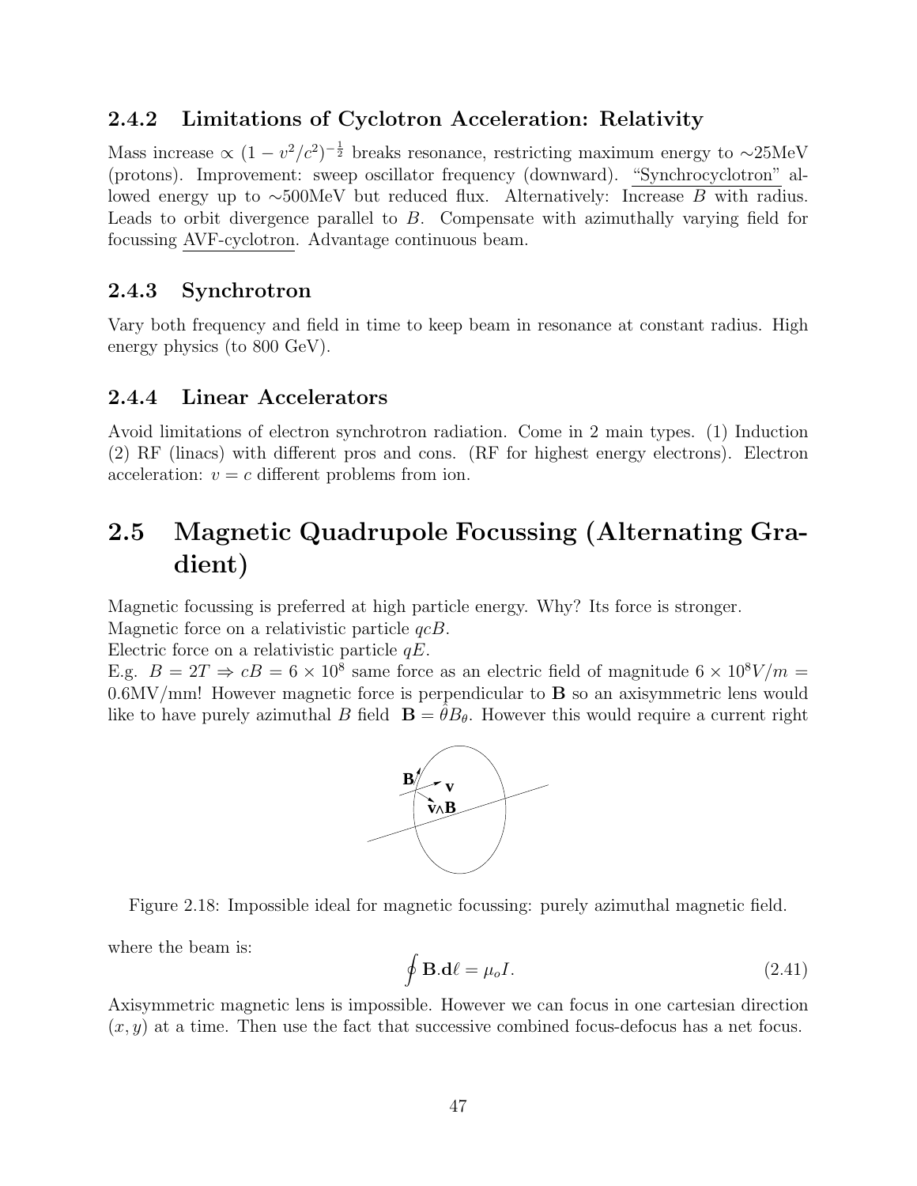### 2.4.2 Limitations of Cyclotron Acceleration: Relativity

Mass increase $\propto (1 - v^2/c^2)^{-\frac{1}{2}}$ breaks resonance, restricting maximum energy to $\sim$25MeV (protons). Improvement: sweep oscillator frequency (downward). "Synchrocyclotron" allowed energy up to $\sim$500MeV but reduced flux. Alternatively: Increase $B$ with radius. Leads to orbit divergence parallel to $B$. Compensate with azimuthally varying field for focussing AVF-cyclotron. Advantage continuous beam.

### 2.4.3 Synchrotron

Vary both frequency and field in time to keep beam in resonance at constant radius. High energy physics (to 800 GeV).

### 2.4.4 Linear Accelerators

Avoid limitations of electron synchrotron radiation. Come in 2 main types. (1) Induction (2) RF (linacs) with different pros and cons. (RF for highest energy electrons). Electron acceleration: $v = c$ different problems from ion.

## 2.5 Magnetic Quadrupole Focussing (Alternating Gradient)

Magnetic focussing is preferred at high particle energy. Why? Its force is stronger.
Magnetic force on a relativistic particle $qcB$.
Electric force on a relativistic particle $qE$.
E.g. $B = 2T \Rightarrow cB = 6 \times 10^8$ same force as an electric field of magnitude $6 \times 10^8 V/m = 0.6$MV/mm! However magnetic force is perpendicular to $\mathbf{B}$ so an axisymmetric lens would like to have purely azimuthal $B$ field $\mathbf{B} = \hat{\theta} B_\theta$. However this would require a current right

Figure 2.18: Impossible ideal for magnetic focussing: purely azimuthal magnetic field.

where the beam is:

$$\oint \mathbf{B}.\mathbf{d}\ell = \mu_o I. \tag{2.41}$$

Axisymmetric magnetic lens is impossible. However we can focus in one cartesian direction $(x, y)$ at a time. Then use the fact that successive combined focus-defocus has a net focus.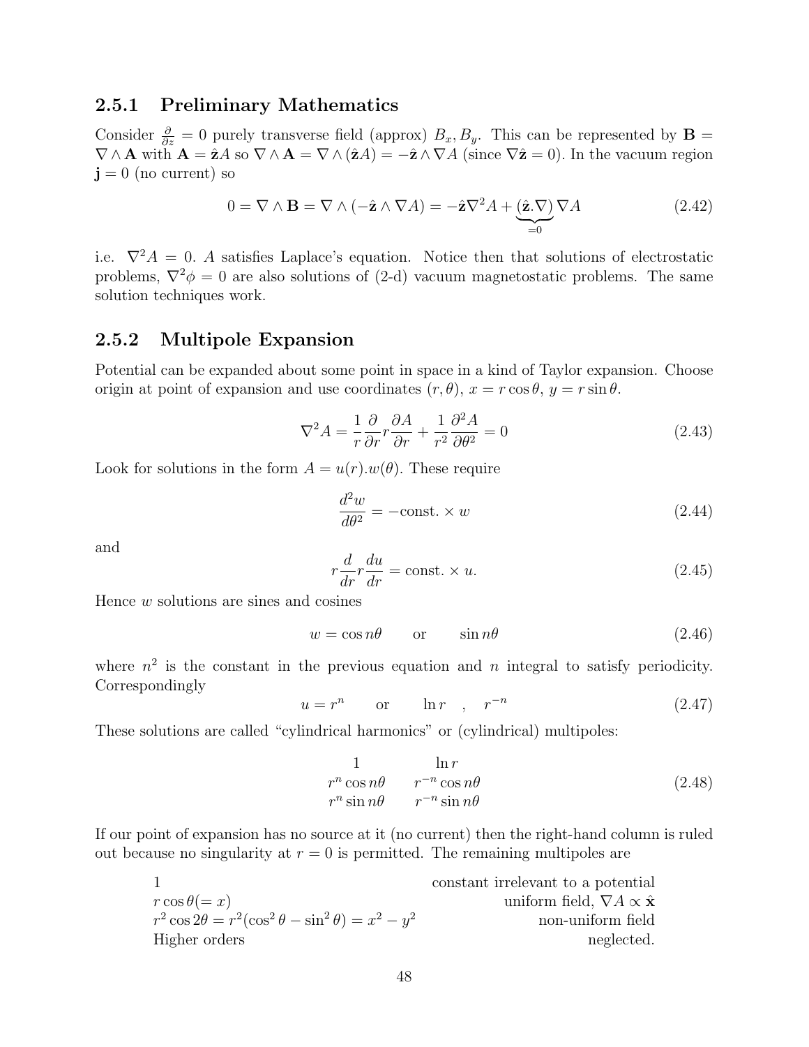### 2.5.1 Preliminary Mathematics

Consider $\frac{\partial}{\partial z} = 0$ purely transverse field (approx) $B_x, B_y$. This can be represented by $\mathbf{B} = \nabla \wedge \mathbf{A}$ with $\mathbf{A} = \hat{\mathbf{z}}A$ so $\nabla \wedge \mathbf{A} = \nabla \wedge (\hat{\mathbf{z}}A) = -\hat{\mathbf{z}} \wedge \nabla A$ (since $\nabla \hat{\mathbf{z}} = 0$). In the vacuum region $\mathbf{j} = 0$ (no current) so

$$0 = \nabla \wedge \mathbf{B} = \nabla \wedge (-\hat{\mathbf{z}} \wedge \nabla A) = -\hat{\mathbf{z}} \nabla^2 A + \underbrace{(\hat{\mathbf{z}}.\nabla)}_{=0} \nabla A \tag{2.42}$$

i.e. $\nabla^2 A = 0$. $A$ satisfies Laplace's equation. Notice then that solutions of electrostatic problems, $\nabla^2 \phi = 0$ are also solutions of (2-d) vacuum magnetostatic problems. The same solution techniques work.

### 2.5.2 Multipole Expansion

Potential can be expanded about some point in space in a kind of Taylor expansion. Choose origin at point of expansion and use coordinates $(r, \theta)$, $x = r\cos\theta$, $y = r\sin\theta$.

$$\nabla^2 A = \frac{1}{r}\frac{\partial}{\partial r} r \frac{\partial A}{\partial r} + \frac{1}{r^2}\frac{\partial^2 A}{\partial \theta^2} = 0 \tag{2.43}$$

Look for solutions in the form $A = u(r).w(\theta)$. These require

$$\frac{d^2 w}{d\theta^2} = -\text{const.} \times w \tag{2.44}$$

and

$$r\frac{d}{dr} r \frac{du}{dr} = \text{const.} \times u. \tag{2.45}$$

Hence $w$ solutions are sines and cosines

$$w = \cos n\theta \qquad \text{or} \qquad \sin n\theta \tag{2.46}$$

where $n^2$ is the constant in the previous equation and $n$ integral to satisfy periodicity. Correspondingly

$$u = r^n \qquad \text{or} \qquad \ln r \quad , \quad r^{-n} \tag{2.47}$$

These solutions are called "cylindrical harmonics" or (cylindrical) multipoles:

$$\begin{array}{cc} 1 & \ln r \\ r^n \cos n\theta & r^{-n} \cos n\theta \\ r^n \sin n\theta & r^{-n} \sin n\theta \end{array} \tag{2.48}$$

If our point of expansion has no source at it (no current) then the right-hand column is ruled out because no singularity at $r = 0$ is permitted. The remaining multipoles are

| | |
|---|---|
| $1$ | constant irrelevant to a potential |
| $r\cos\theta (= x)$ | uniform field, $\nabla A \propto \hat{\mathbf{x}}$ |
| $r^2 \cos 2\theta = r^2(\cos^2\theta - \sin^2\theta) = x^2 - y^2$ | non-uniform field |
| Higher orders | neglected. |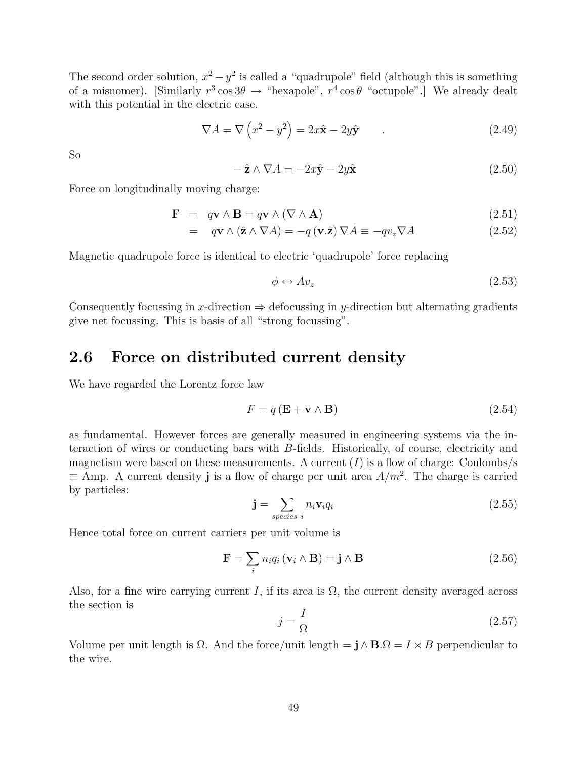The second order solution, $x^2 - y^2$ is called a "quadrupole" field (although this is something of a misnomer). [Similarly $r^3 \cos 3\theta \rightarrow$ "hexapole", $r^4 \cos\theta$ "octupole".] We already dealt with this potential in the electric case.

$$\nabla A = \nabla \left(x^2 - y^2\right) = 2x\hat{\mathbf{x}} - 2y\hat{\mathbf{y}} \qquad . \tag{2.49}$$

So

$$-\hat{\mathbf{z}} \wedge \nabla A = -2x\hat{\mathbf{y}} - 2y\hat{\mathbf{x}} \tag{2.50}$$

Force on longitudinally moving charge:

$$\mathbf{F} = q\mathbf{v} \wedge \mathbf{B} = q\mathbf{v} \wedge (\nabla \wedge \mathbf{A}) \tag{2.51}$$

$$= q\mathbf{v} \wedge (\hat{\mathbf{z}} \wedge \nabla A) = -q\,(\mathbf{v}.\hat{\mathbf{z}})\,\nabla A \equiv -qv_z \nabla A \tag{2.52}$$

Magnetic quadrupole force is identical to electric 'quadrupole' force replacing

$$\phi \leftrightarrow Av_z \tag{2.53}$$

Consequently focussing in $x$-direction $\Rightarrow$ defocussing in $y$-direction but alternating gradients give net focussing. This is basis of all "strong focussing".

## 2.6 Force on distributed current density

We have regarded the Lorentz force law

$$F = q\,(\mathbf{E} + \mathbf{v} \wedge \mathbf{B}) \tag{2.54}$$

as fundamental. However forces are generally measured in engineering systems via the interaction of wires or conducting bars with $B$-fields. Historically, of course, electricity and magnetism were based on these measurements. A current ($I$) is a flow of charge: Coulombs/s $\equiv$ Amp. A current density $\mathbf{j}$ is a flow of charge per unit area $A/m^2$. The charge is carried by particles:

$$\mathbf{j} = \sum_{species\ i} n_i \mathbf{v}_i q_i \tag{2.55}$$

Hence total force on current carriers per unit volume is

$$\mathbf{F} = \sum_i n_i q_i \,(\mathbf{v}_i \wedge \mathbf{B}) = \mathbf{j} \wedge \mathbf{B} \tag{2.56}$$

Also, for a fine wire carrying current $I$, if its area is $\Omega$, the current density averaged across the section is

$$j = \frac{I}{\Omega} \tag{2.57}$$

Volume per unit length is $\Omega$. And the force/unit length $= \mathbf{j} \wedge \mathbf{B}.\Omega = I \times B$ perpendicular to the wire.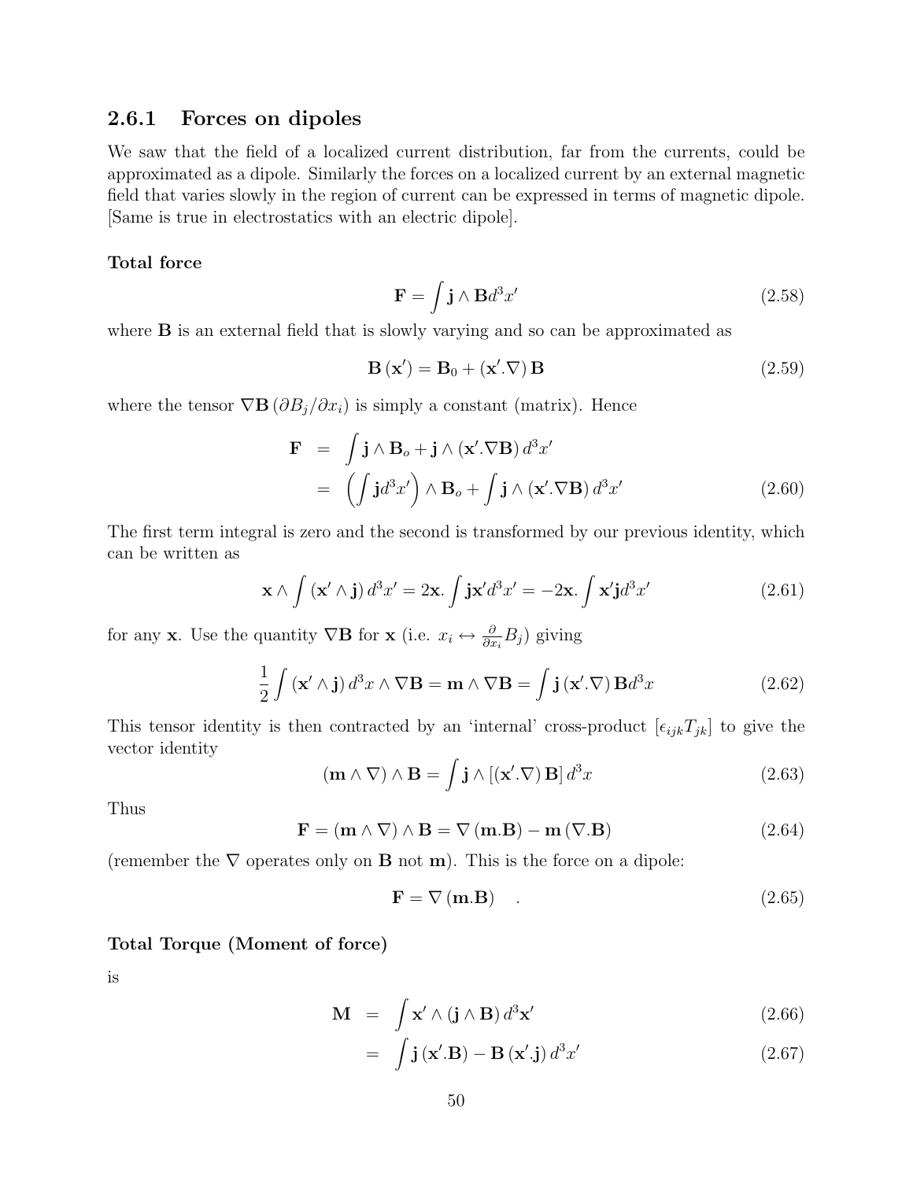### 2.6.1 Forces on dipoles

We saw that the field of a localized current distribution, far from the currents, could be approximated as a dipole. Similarly the forces on a localized current by an external magnetic field that varies slowly in the region of current can be expressed in terms of magnetic dipole. [Same is true in electrostatics with an electric dipole].

**Total force**

$$\mathbf{F} = \int \mathbf{j} \wedge \mathbf{B} d^3x' \tag{2.58}$$

where $\mathbf{B}$ is an external field that is slowly varying and so can be approximated as

$$\mathbf{B}(\mathbf{x}') = \mathbf{B}_0 + (\mathbf{x}'.\nabla)\mathbf{B} \tag{2.59}$$

where the tensor $\nabla\mathbf{B}\,(\partial B_j/\partial x_i)$ is simply a constant (matrix). Hence

$$\begin{aligned}
\mathbf{F} &= \int \mathbf{j} \wedge \mathbf{B}_o + \mathbf{j} \wedge (\mathbf{x}'.\nabla\mathbf{B})\, d^3x' \\
&= \left(\int \mathbf{j} d^3x'\right) \wedge \mathbf{B}_o + \int \mathbf{j} \wedge (\mathbf{x}'.\nabla\mathbf{B})\, d^3x' \qquad (2.60)
\end{aligned}$$

The first term integral is zero and the second is transformed by our previous identity, which can be written as

$$\mathbf{x} \wedge \int (\mathbf{x}' \wedge \mathbf{j})\, d^3x' = 2\mathbf{x}. \int \mathbf{j}\mathbf{x}' d^3x' = -2\mathbf{x}. \int \mathbf{x}'\mathbf{j} d^3x' \tag{2.61}$$

for any $\mathbf{x}$. Use the quantity $\nabla\mathbf{B}$ for $\mathbf{x}$ (i.e. $x_i \leftrightarrow \frac{\partial}{\partial x_i} B_j$) giving

$$\frac{1}{2}\int (\mathbf{x}' \wedge \mathbf{j})\, d^3x \wedge \nabla\mathbf{B} = \mathbf{m} \wedge \nabla\mathbf{B} = \int \mathbf{j}\,(\mathbf{x}'.\nabla)\,\mathbf{B} d^3x \tag{2.62}$$

This tensor identity is then contracted by an 'internal' cross-product $[\epsilon_{ijk}T_{jk}]$ to give the vector identity

$$(\mathbf{m} \wedge \nabla) \wedge \mathbf{B} = \int \mathbf{j} \wedge [(\mathbf{x}'.\nabla)\,\mathbf{B}]\, d^3x \tag{2.63}$$

Thus

$$\mathbf{F} = (\mathbf{m} \wedge \nabla) \wedge \mathbf{B} = \nabla(\mathbf{m}.\mathbf{B}) - \mathbf{m}(\nabla.\mathbf{B}) \tag{2.64}$$

(remember the $\nabla$ operates only on $\mathbf{B}$ not $\mathbf{m}$). This is the force on a dipole:

$$\mathbf{F} = \nabla(\mathbf{m}.\mathbf{B}) \quad . \tag{2.65}$$

**Total Torque (Moment of force)**

is

$$\begin{aligned}
\mathbf{M} &= \int \mathbf{x}' \wedge (\mathbf{j} \wedge \mathbf{B})\, d^3\mathbf{x}' \qquad (2.66) \\
&= \int \mathbf{j}\,(\mathbf{x}'.\mathbf{B}) - \mathbf{B}\,(\mathbf{x}'.\mathbf{j})\, d^3x' \qquad (2.67)
\end{aligned}$$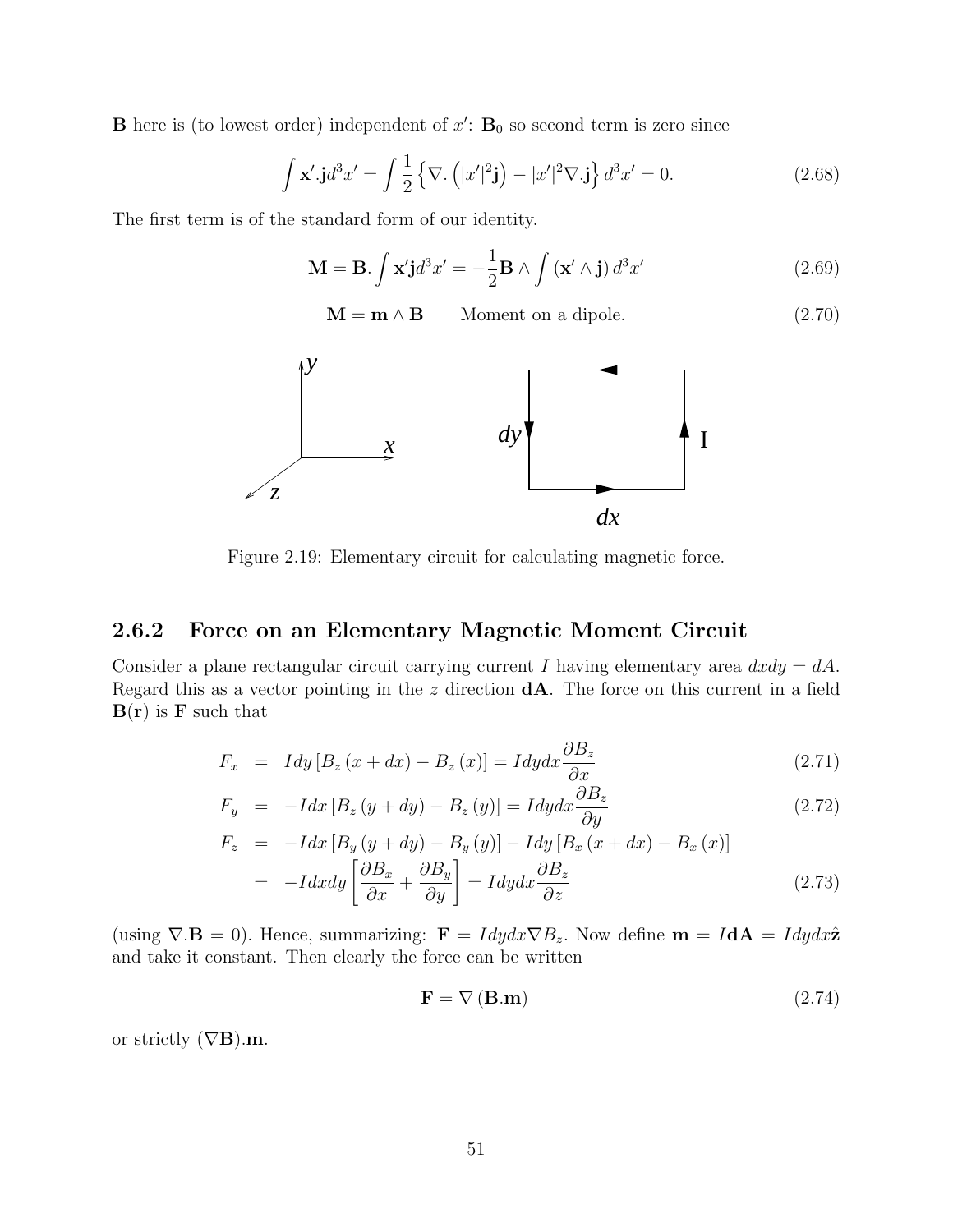**B** here is (to lowest order) independent of $x'$: $\mathbf{B}_0$ so second term is zero since

$$\int \mathbf{x}'.\mathbf{j} d^3x' = \int \frac{1}{2} \left\{ \nabla . \left( |x'|^2 \mathbf{j} \right) - |x'|^2 \nabla . \mathbf{j} \right\} d^3x' = 0. \tag{2.68}$$

The first term is of the standard form of our identity.

$$\mathbf{M} = \mathbf{B} . \int \mathbf{x}' \mathbf{j} d^3x' = -\frac{1}{2} \mathbf{B} \wedge \int \left( \mathbf{x}' \wedge \mathbf{j} \right) d^3x' \tag{2.69}$$

$$\mathbf{M} = \mathbf{m} \wedge \mathbf{B} \qquad \text{Moment on a dipole.} \tag{2.70}$$

Figure 2.19: Elementary circuit for calculating magnetic force.

### 2.6.2 Force on an Elementary Magnetic Moment Circuit

Consider a plane rectangular circuit carrying current $I$ having elementary area $dxdy = dA$. Regard this as a vector pointing in the $z$ direction $\mathbf{dA}$. The force on this current in a field $\mathbf{B}(\mathbf{r})$ is $\mathbf{F}$ such that

$$F_x = Idy \left[ B_z (x + dx) - B_z (x) \right] = Idydx \frac{\partial B_z}{\partial x} \tag{2.71}$$

$$F_y = -Idx \left[ B_z (y + dy) - B_z (y) \right] = Idydx \frac{\partial B_z}{\partial y} \tag{2.72}$$

$$\begin{aligned} F_z &= -Idx \left[ B_y (y + dy) - B_y (y) \right] - Idy \left[ B_x (x + dx) - B_x (x) \right] \\ &= -Idxdy \left[ \frac{\partial B_x}{\partial x} + \frac{\partial B_y}{\partial y} \right] = Idydx \frac{\partial B_z}{\partial z} \end{aligned} \tag{2.73}$$

(using $\nabla.\mathbf{B} = 0$). Hence, summarizing: $\mathbf{F} = Idydx \nabla B_z$. Now define $\mathbf{m} = I\mathbf{dA} = Idydx\hat{\mathbf{z}}$ and take it constant. Then clearly the force can be written

$$\mathbf{F} = \nabla \left( \mathbf{B}.\mathbf{m} \right) \tag{2.74}$$

or strictly $(\nabla \mathbf{B}).\mathbf{m}$.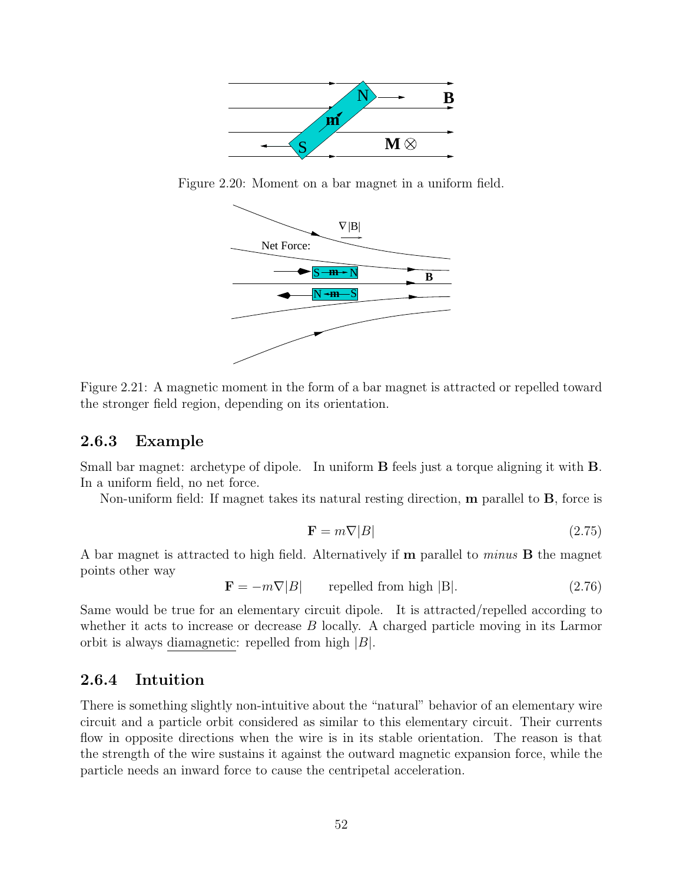Figure 2.20: Moment on a bar magnet in a uniform field.

Figure 2.21: A magnetic moment in the form of a bar magnet is attracted or repelled toward the stronger field region, depending on its orientation.

### 2.6.3 Example

Small bar magnet: archetype of dipole. In uniform **B** feels just a torque aligning it with **B**. In a uniform field, no net force.

Non-uniform field: If magnet takes its natural resting direction, **m** parallel to **B**, force is

$$\mathbf{F} = m\nabla|B| \tag{2.75}$$

A bar magnet is attracted to high field. Alternatively if **m** parallel to *minus* **B** the magnet points other way

$$\mathbf{F} = -m\nabla|B| \qquad \text{repelled from high |B|.} \tag{2.76}$$

Same would be true for an elementary circuit dipole. It is attracted/repelled according to whether it acts to increase or decrease $B$ locally. A charged particle moving in its Larmor orbit is always diamagnetic: repelled from high $|B|$.

### 2.6.4 Intuition

There is something slightly non-intuitive about the "natural" behavior of an elementary wire circuit and a particle orbit considered as similar to this elementary circuit. Their currents flow in opposite directions when the wire is in its stable orientation. The reason is that the strength of the wire sustains it against the outward magnetic expansion force, while the particle needs an inward force to cause the centripetal acceleration.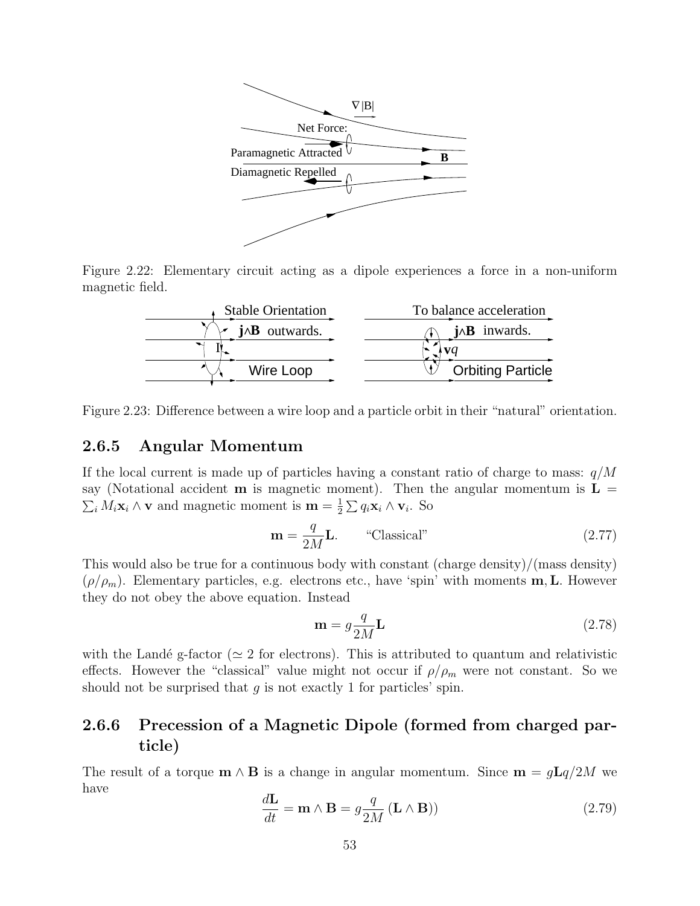Figure 2.22: Elementary circuit acting as a dipole experiences a force in a non-uniform magnetic field.

Figure 2.23: Difference between a wire loop and a particle orbit in their "natural" orientation.

### 2.6.5 Angular Momentum

If the local current is made up of particles having a constant ratio of charge to mass: $q/M$ say (Notational accident $\mathbf{m}$ is magnetic moment). Then the angular momentum is $\mathbf{L} = \sum_i M_i \mathbf{x}_i \wedge \mathbf{v}$ and magnetic moment is $\mathbf{m} = \frac{1}{2} \sum q_i \mathbf{x}_i \wedge \mathbf{v}_i$. So

$$\mathbf{m} = \frac{q}{2M} \mathbf{L}. \qquad \text{“Classical”} \tag{2.77}$$

This would also be true for a continuous body with constant (charge density)/(mass density) ($\rho/\rho_m$). Elementary particles, e.g. electrons etc., have 'spin' with moments $\mathbf{m}, \mathbf{L}$. However they do not obey the above equation. Instead

$$\mathbf{m} = g \frac{q}{2M} \mathbf{L} \tag{2.78}$$

with the Landé g-factor ($\simeq 2$ for electrons). This is attributed to quantum and relativistic effects. However the "classical" value might not occur if $\rho/\rho_m$ were not constant. So we should not be surprised that $g$ is not exactly 1 for particles' spin.

### 2.6.6 Precession of a Magnetic Dipole (formed from charged particle)

The result of a torque $\mathbf{m} \wedge \mathbf{B}$ is a change in angular momentum. Since $\mathbf{m} = g\mathbf{L}q/2M$ we have

$$\frac{d\mathbf{L}}{dt} = \mathbf{m} \wedge \mathbf{B} = g \frac{q}{2M} (\mathbf{L} \wedge \mathbf{B})) \tag{2.79}$$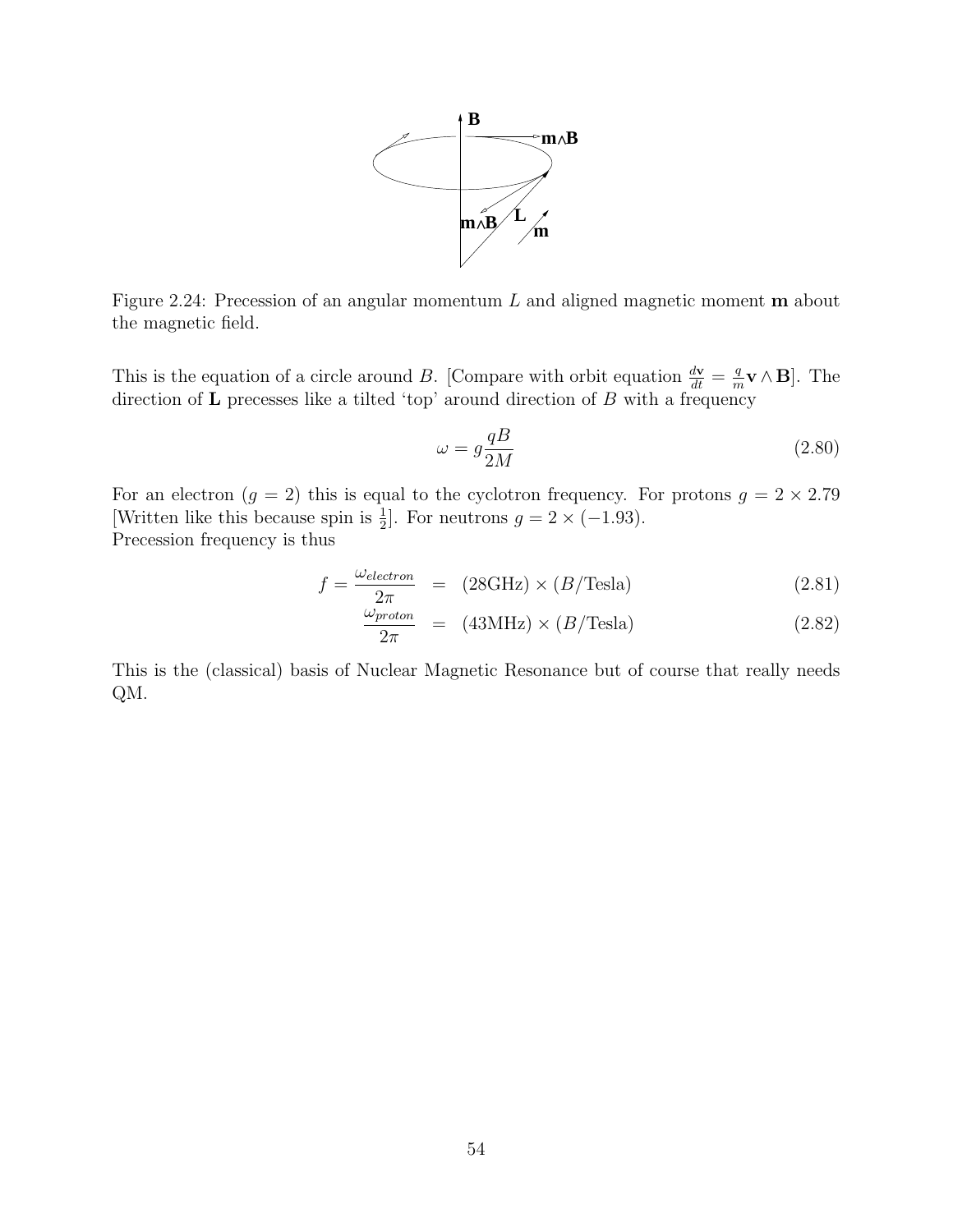B

m∧B

m∧B

L

m

Figure 2.24: Precession of an angular momentum $L$ and aligned magnetic moment $\mathbf{m}$ about the magnetic field.

This is the equation of a circle around $B$. [Compare with orbit equation $\frac{d\mathbf{v}}{dt} = \frac{q}{m}\mathbf{v} \wedge \mathbf{B}$]. The direction of $\mathbf{L}$ precesses like a tilted 'top' around direction of $B$ with a frequency

$$\omega = g\frac{qB}{2M} \tag{2.80}$$

For an electron ($g = 2$) this is equal to the cyclotron frequency. For protons $g = 2 \times 2.79$ [Written like this because spin is $\frac{1}{2}$]. For neutrons $g = 2 \times (-1.93)$.
Precession frequency is thus

$$f = \frac{\omega_{electron}}{2\pi} = (28\text{GHz}) \times (B/\text{Tesla}) \tag{2.81}$$

$$\frac{\omega_{proton}}{2\pi} = (43\text{MHz}) \times (B/\text{Tesla}) \tag{2.82}$$

This is the (classical) basis of Nuclear Magnetic Resonance but of course that really needs QM.